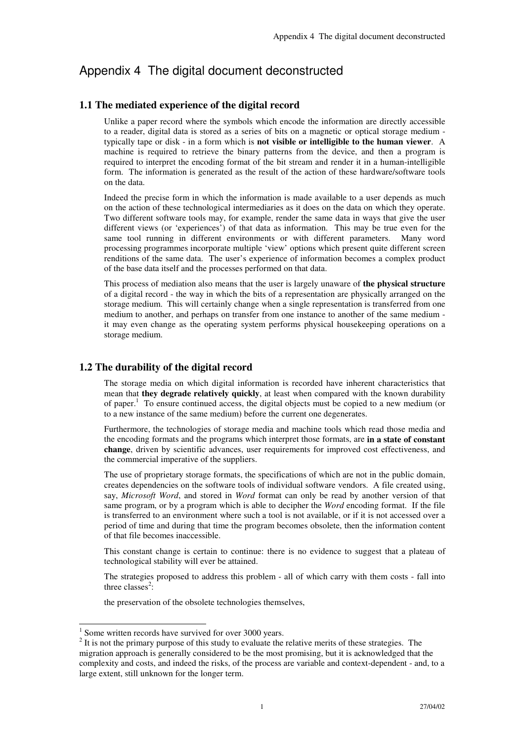# Appendix 4 The digital document deconstructed

## 1.1 The mediated experience of the digital record

Unlike a paper record where the symbols which encode the information are directly accessible to a reader, digital data is stored as a series of bits on a magnetic or optical storage medium - typically tape or disk - in a form which is **not visible or intelligible to the human viewer**. A machine is required to retrieve the binary patterns from the device, and then a program is required to interpret the encoding format of the bit stream and render it in a human-intelligible form. The information is generated as the result of the action of these hardware/software tools on the data.

Indeed the precise form in which the information is made available to a user depends as much on the action of these technological intermediaries as it does on the data on which they operate. Two different software tools may, for example, render the same data in ways that give the user different views (or 'experiences') of that data as information. This may be true even for the same tool running in different environments or with different parameters. Many word processing programmes incorporate multiple 'view' options which present quite different screen renditions of the same data. The user's experience of information becomes a complex product of the base data itself and the processes performed on that data.

This process of mediation also means that the user is largely unaware of **the physical structure** of a digital record - the way in which the bits of a representation are physically arranged on the storage medium. This will certainly change when a single representation is transferred from one medium to another, and perhaps on transfer from one instance to another of the same medium - it may even change as the operating system performs physical housekeeping operations on a storage medium.

## 1.2 The durability of the digital record

The storage media on which digital information is recorded have inherent characteristics that mean that **they degrade relatively quickly**, at least when compared with the known durability of paper.[1] To ensure continued access, the digital objects must be copied to a new medium (or to a new instance of the same medium) before the current one degenerates.

Furthermore, the technologies of storage media and machine tools which read those media and the encoding formats and the programs which interpret those formats, are **in a state of constant change**, driven by scientific advances, user requirements for improved cost effectiveness, and the commercial imperative of the suppliers.

The use of proprietary storage formats, the specifications of which are not in the public domain, creates dependencies on the software tools of individual software vendors. A file created using, say, *Microsoft Word*, and stored in *Word* format can only be read by another version of that same program, or by a program which is able to decipher the *Word* encoding format. If the file is transferred to an environment where such a tool is not available, or if it is not accessed over a period of time and during that time the program becomes obsolete, then the information content of that file becomes inaccessible.

This constant change is certain to continue: there is no evidence to suggest that a plateau of technological stability will ever be attained.

The strategies proposed to address this problem - all of which carry with them costs - fall into three classes[2]:

the preservation of the obsolete technologies themselves,

---

[1] Some written records have survived for over 3000 years.

[2] It is not the primary purpose of this study to evaluate the relative merits of these strategies. The migration approach is generally considered to be the most promising, but it is acknowledged that the complexity and costs, and indeed the risks, of the process are variable and context-dependent - and, to a large extent, still unknown for the longer term.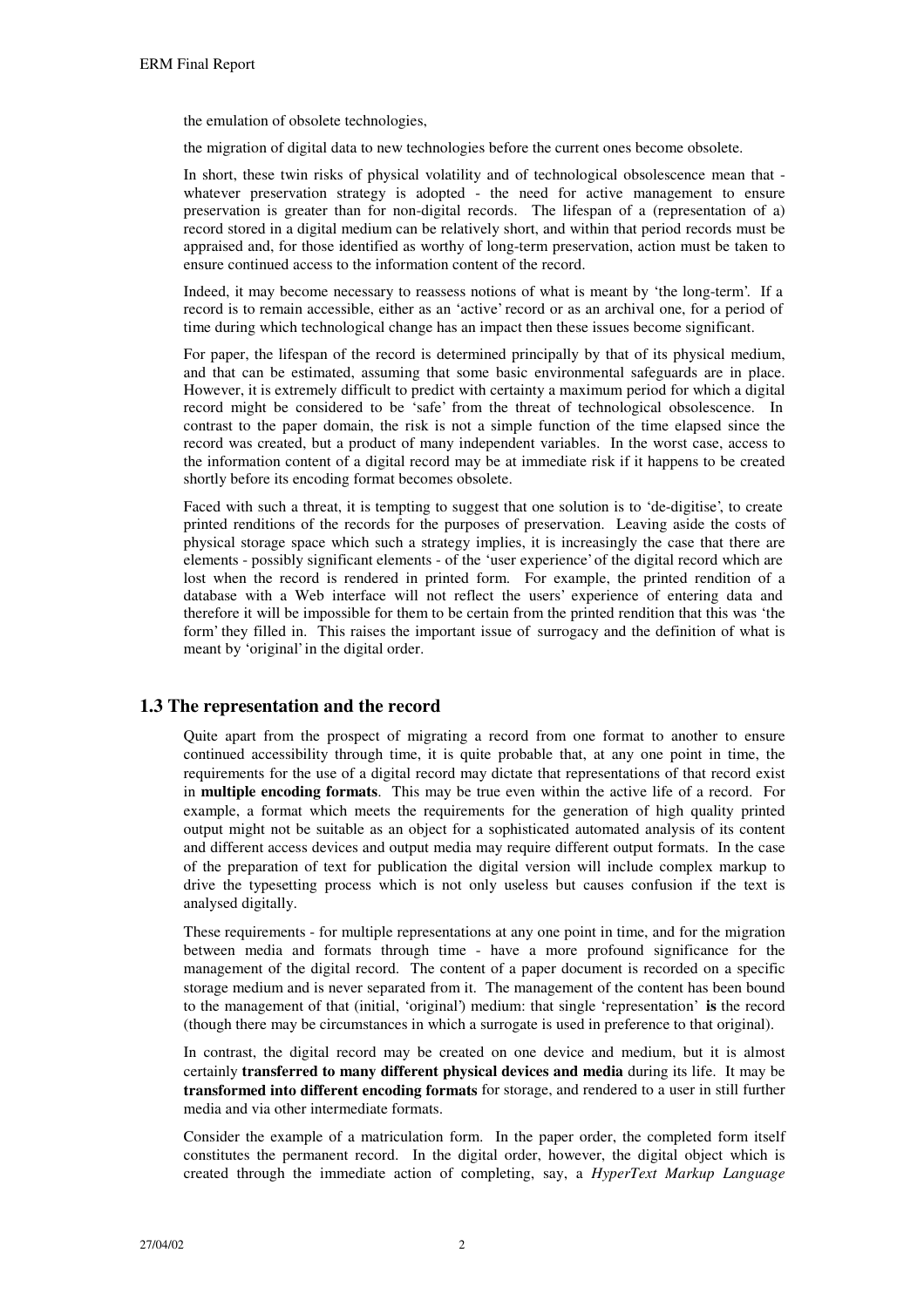the emulation of obsolete technologies,

the migration of digital data to new technologies before the current ones become obsolete.

In short, these twin risks of physical volatility and of technological obsolescence mean that - whatever preservation strategy is adopted - the need for active management to ensure preservation is greater than for non-digital records. The lifespan of a (representation of a) record stored in a digital medium can be relatively short, and within that period records must be appraised and, for those identified as worthy of long-term preservation, action must be taken to ensure continued access to the information content of the record.

Indeed, it may become necessary to reassess notions of what is meant by 'the long-term'. If a record is to remain accessible, either as an 'active' record or as an archival one, for a period of time during which technological change has an impact then these issues become significant.

For paper, the lifespan of the record is determined principally by that of its physical medium, and that can be estimated, assuming that some basic environmental safeguards are in place. However, it is extremely difficult to predict with certainty a maximum period for which a digital record might be considered to be 'safe' from the threat of technological obsolescence. In contrast to the paper domain, the risk is not a simple function of the time elapsed since the record was created, but a product of many independent variables. In the worst case, access to the information content of a digital record may be at immediate risk if it happens to be created shortly before its encoding format becomes obsolete.

Faced with such a threat, it is tempting to suggest that one solution is to 'de-digitise', to create printed renditions of the records for the purposes of preservation. Leaving aside the costs of physical storage space which such a strategy implies, it is increasingly the case that there are elements - possibly significant elements - of the 'user experience' of the digital record which are lost when the record is rendered in printed form. For example, the printed rendition of a database with a Web interface will not reflect the users' experience of entering data and therefore it will be impossible for them to be certain from the printed rendition that this was 'the form' they filled in. This raises the important issue of surrogacy and the definition of what is meant by 'original' in the digital order.

## 1.3 The representation and the record

Quite apart from the prospect of migrating a record from one format to another to ensure continued accessibility through time, it is quite probable that, at any one point in time, the requirements for the use of a digital record may dictate that representations of that record exist in **multiple encoding formats**. This may be true even within the active life of a record. For example, a format which meets the requirements for the generation of high quality printed output might not be suitable as an object for a sophisticated automated analysis of its content and different access devices and output media may require different output formats. In the case of the preparation of text for publication the digital version will include complex markup to drive the typesetting process which is not only useless but causes confusion if the text is analysed digitally.

These requirements - for multiple representations at any one point in time, and for the migration between media and formats through time - have a more profound significance for the management of the digital record. The content of a paper document is recorded on a specific storage medium and is never separated from it. The management of the content has been bound to the management of that (initial, 'original') medium: that single 'representation' **is** the record (though there may be circumstances in which a surrogate is used in preference to that original).

In contrast, the digital record may be created on one device and medium, but it is almost certainly **transferred to many different physical devices and media** during its life. It may be **transformed into different encoding formats** for storage, and rendered to a user in still further media and via other intermediate formats.

Consider the example of a matriculation form. In the paper order, the completed form itself constitutes the permanent record. In the digital order, however, the digital object which is created through the immediate action of completing, say, a *HyperText Markup Language*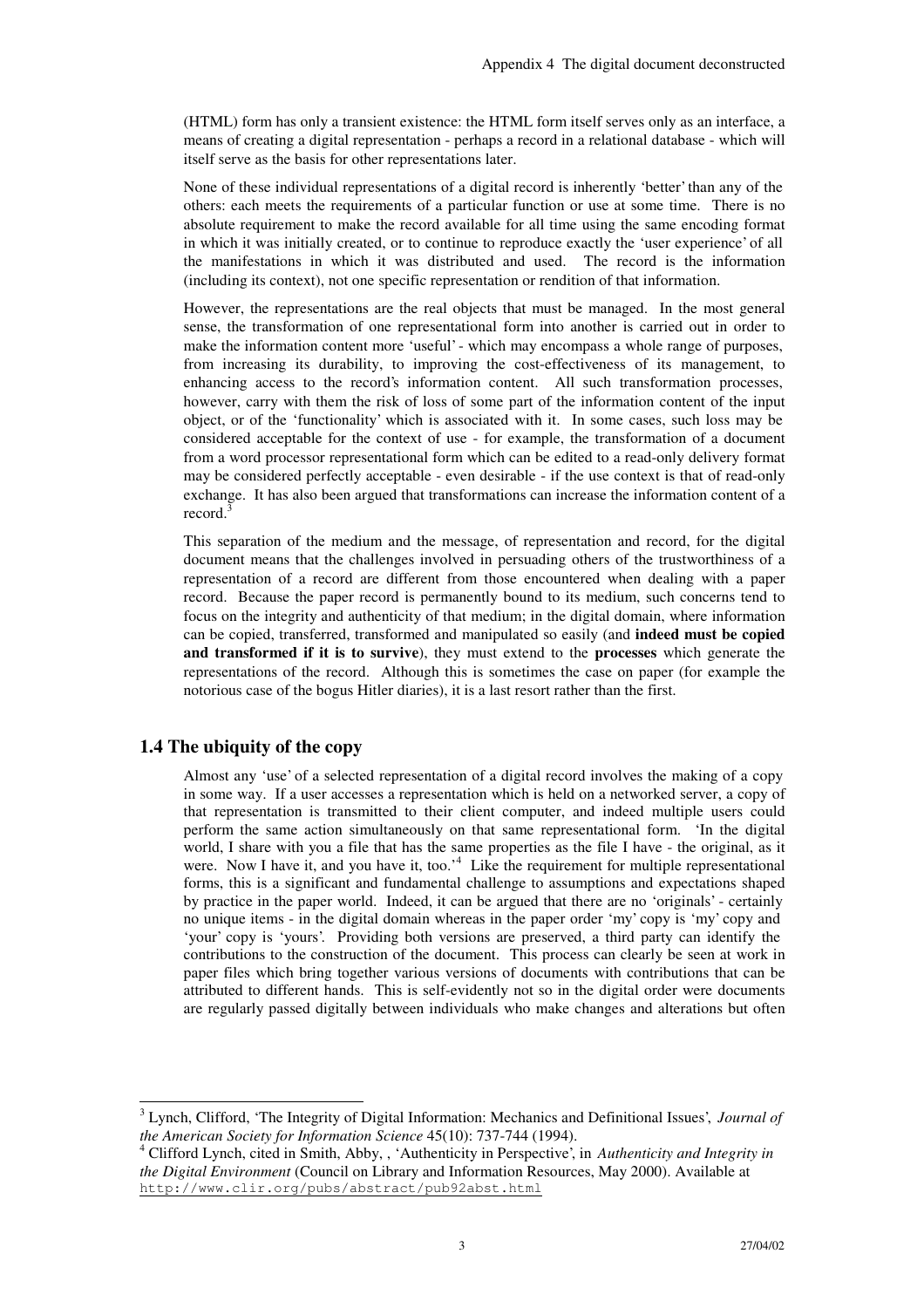(HTML) form has only a transient existence: the HTML form itself serves only as an interface, a means of creating a digital representation - perhaps a record in a relational database - which will itself serve as the basis for other representations later.

None of these individual representations of a digital record is inherently 'better' than any of the others: each meets the requirements of a particular function or use at some time. There is no absolute requirement to make the record available for all time using the same encoding format in which it was initially created, or to continue to reproduce exactly the 'user experience' of all the manifestations in which it was distributed and used. The record is the information (including its context), not one specific representation or rendition of that information.

However, the representations are the real objects that must be managed. In the most general sense, the transformation of one representational form into another is carried out in order to make the information content more 'useful' - which may encompass a whole range of purposes, from increasing its durability, to improving the cost-effectiveness of its management, to enhancing access to the record's information content. All such transformation processes, however, carry with them the risk of loss of some part of the information content of the input object, or of the 'functionality' which is associated with it. In some cases, such loss may be considered acceptable for the context of use - for example, the transformation of a document from a word processor representational form which can be edited to a read-only delivery format may be considered perfectly acceptable - even desirable - if the use context is that of read-only exchange. It has also been argued that transformations can increase the information content of a record.[3]

This separation of the medium and the message, of representation and record, for the digital document means that the challenges involved in persuading others of the trustworthiness of a representation of a record are different from those encountered when dealing with a paper record. Because the paper record is permanently bound to its medium, such concerns tend to focus on the integrity and authenticity of that medium; in the digital domain, where information can be copied, transferred, transformed and manipulated so easily (and **indeed must be copied and transformed if it is to survive**), they must extend to the **processes** which generate the representations of the record. Although this is sometimes the case on paper (for example the notorious case of the bogus Hitler diaries), it is a last resort rather than the first.

## 1.4 The ubiquity of the copy

Almost any 'use' of a selected representation of a digital record involves the making of a copy in some way. If a user accesses a representation which is held on a networked server, a copy of that representation is transmitted to their client computer, and indeed multiple users could perform the same action simultaneously on that same representational form. 'In the digital world, I share with you a file that has the same properties as the file I have - the original, as it were. Now I have it, and you have it, too.'[4] Like the requirement for multiple representational forms, this is a significant and fundamental challenge to assumptions and expectations shaped by practice in the paper world. Indeed, it can be argued that there are no 'originals' - certainly no unique items - in the digital domain whereas in the paper order 'my' copy is 'my' copy and 'your' copy is 'yours'. Providing both versions are preserved, a third party can identify the contributions to the construction of the document. This process can clearly be seen at work in paper files which bring together various versions of documents with contributions that can be attributed to different hands. This is self-evidently not so in the digital order were documents are regularly passed digitally between individuals who make changes and alterations but often

---

[3] Lynch, Clifford, 'The Integrity of Digital Information: Mechanics and Definitional Issues', *Journal of the American Society for Information Science* 45(10): 737-744 (1994).

[4] Clifford Lynch, cited in Smith, Abby, , 'Authenticity in Perspective', in *Authenticity and Integrity in the Digital Environment* (Council on Library and Information Resources, May 2000). Available at http://www.clir.org/pubs/abstract/pub92abst.html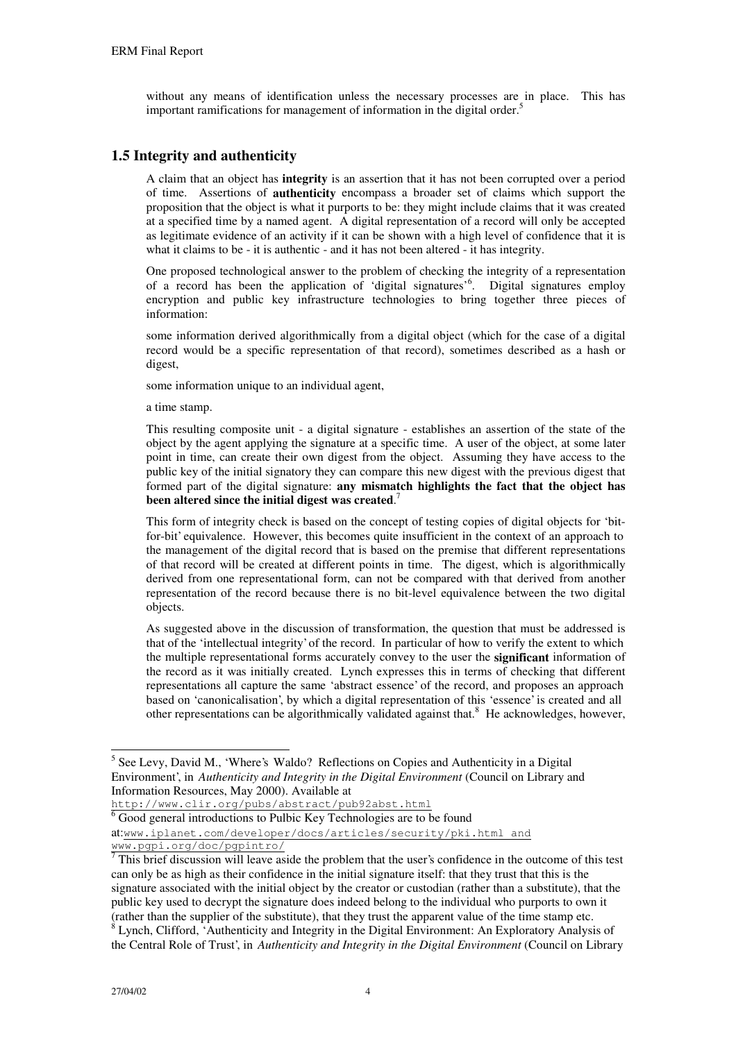without any means of identification unless the necessary processes are in place. This has important ramifications for management of information in the digital order.[5]

## 1.5 Integrity and authenticity

A claim that an object has **integrity** is an assertion that it has not been corrupted over a period of time. Assertions of **authenticity** encompass a broader set of claims which support the proposition that the object is what it purports to be: they might include claims that it was created at a specified time by a named agent. A digital representation of a record will only be accepted as legitimate evidence of an activity if it can be shown with a high level of confidence that it is what it claims to be - it is authentic - and it has not been altered - it has integrity.

One proposed technological answer to the problem of checking the integrity of a representation of a record has been the application of 'digital signatures'[6]. Digital signatures employ encryption and public key infrastructure technologies to bring together three pieces of information:

some information derived algorithmically from a digital object (which for the case of a digital record would be a specific representation of that record), sometimes described as a hash or digest,

some information unique to an individual agent,

a time stamp.

This resulting composite unit - a digital signature - establishes an assertion of the state of the object by the agent applying the signature at a specific time. A user of the object, at some later point in time, can create their own digest from the object. Assuming they have access to the public key of the initial signatory they can compare this new digest with the previous digest that formed part of the digital signature: **any mismatch highlights the fact that the object has been altered since the initial digest was created**.[7]

This form of integrity check is based on the concept of testing copies of digital objects for 'bit-for-bit' equivalence. However, this becomes quite insufficient in the context of an approach to the management of the digital record that is based on the premise that different representations of that record will be created at different points in time. The digest, which is algorithmically derived from one representational form, can not be compared with that derived from another representation of the record because there is no bit-level equivalence between the two digital objects.

As suggested above in the discussion of transformation, the question that must be addressed is that of the 'intellectual integrity' of the record. In particular of how to verify the extent to which the multiple representational forms accurately convey to the user the **significant** information of the record as it was initially created. Lynch expresses this in terms of checking that different representations all capture the same 'abstract essence' of the record, and proposes an approach based on 'canonicalisation', by which a digital representation of this 'essence' is created and all other representations can be algorithmically validated against that.[8] He acknowledges, however,

---

[5] See Levy, David M., 'Where's Waldo? Reflections on Copies and Authenticity in a Digital Environment', in *Authenticity and Integrity in the Digital Environment* (Council on Library and Information Resources, May 2000). Available at http://www.clir.org/pubs/abstract/pub92abst.html

[6] Good general introductions to Pulbic Key Technologies are to be found at: www.iplanet.com/developer/docs/articles/security/pki.html and www.pgpi.org/doc/pgpintro/

[7] This brief discussion will leave aside the problem that the user's confidence in the outcome of this test can only be as high as their confidence in the initial signature itself: that they trust that this is the signature associated with the initial object by the creator or custodian (rather than a substitute), that the public key used to decrypt the signature does indeed belong to the individual who purports to own it (rather than the supplier of the substitute), that they trust the apparent value of the time stamp etc.

[8] Lynch, Clifford, 'Authenticity and Integrity in the Digital Environment: An Exploratory Analysis of the Central Role of Trust', in *Authenticity and Integrity in the Digital Environment* (Council on Library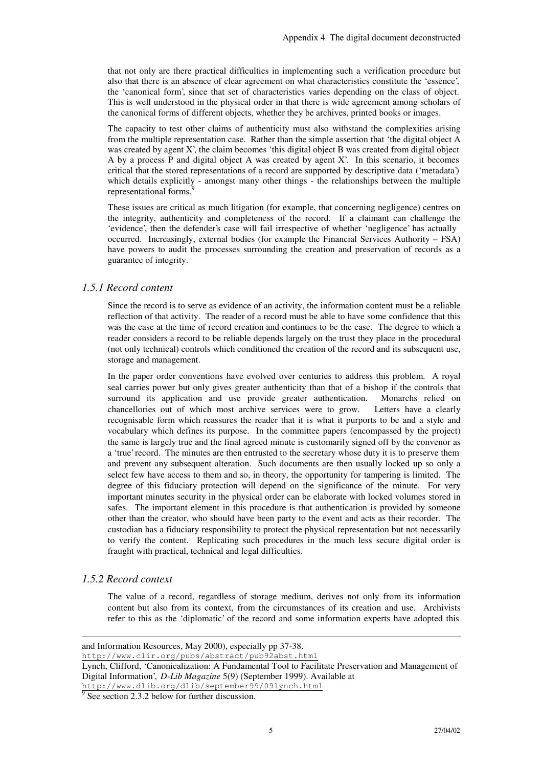that not only are there practical difficulties in implementing such a verification procedure but also that there is an absence of clear agreement on what characteristics constitute the 'essence', the 'canonical form', since that set of characteristics varies depending on the class of object. This is well understood in the physical order in that there is wide agreement among scholars of the canonical forms of different objects, whether they be archives, printed books or images.

The capacity to test other claims of authenticity must also withstand the complexities arising from the multiple representation case. Rather than the simple assertion that 'the digital object A was created by agent X', the claim becomes 'this digital object B was created from digital object A by a process P and digital object A was created by agent X'. In this scenario, it becomes critical that the stored representations of a record are supported by descriptive data ('metadata') which details explicitly - amongst many other things - the relationships between the multiple representational forms.[9]

These issues are critical as much litigation (for example, that concerning negligence) centres on the integrity, authenticity and completeness of the record. If a claimant can challenge the 'evidence', then the defender's case will fail irrespective of whether 'negligence' has actually occurred. Increasingly, external bodies (for example the Financial Services Authority – FSA) have powers to audit the processes surrounding the creation and preservation of records as a guarantee of integrity.

### *1.5.1 Record content*

Since the record is to serve as evidence of an activity, the information content must be a reliable reflection of that activity. The reader of a record must be able to have some confidence that this was the case at the time of record creation and continues to be the case. The degree to which a reader considers a record to be reliable depends largely on the trust they place in the procedural (not only technical) controls which conditioned the creation of the record and its subsequent use, storage and management.

In the paper order conventions have evolved over centuries to address this problem. A royal seal carries power but only gives greater authenticity than that of a bishop if the controls that surround its application and use provide greater authentication. Monarchs relied on chancellories out of which most archive services were to grow. Letters have a clearly recognisable form which reassures the reader that it is what it purports to be and a style and vocabulary which defines its purpose. In the committee papers (encompassed by the project) the same is largely true and the final agreed minute is customarily signed off by the convenor as a 'true' record. The minutes are then entrusted to the secretary whose duty it is to preserve them and prevent any subsequent alteration. Such documents are then usually locked up so only a select few have access to them and so, in theory, the opportunity for tampering is limited. The degree of this fiduciary protection will depend on the significance of the minute. For very important minutes security in the physical order can be elaborate with locked volumes stored in safes. The important element in this procedure is that authentication is provided by someone other than the creator, who should have been party to the event and acts as their recorder. The custodian has a fiduciary responsibility to protect the physical representation but not necessarily to verify the content. Replicating such procedures in the much less secure digital order is fraught with practical, technical and legal difficulties.

### *1.5.2 Record context*

The value of a record, regardless of storage medium, derives not only from its information content but also from its context, from the circumstances of its creation and use. Archivists refer to this as the 'diplomatic' of the record and some information experts have adopted this

---

and Information Resources, May 2000), especially pp 37-38.
http://www.clir.org/pubs/abstract/pub92abst.html

Lynch, Clifford, 'Canonicalization: A Fundamental Tool to Facilitate Preservation and Management of Digital Information', *D-Lib Magazine* 5(9) (September 1999). Available at
http://www.dlib.org/dlib/september99/09lynch.html

[9] See section 2.3.2 below for further discussion.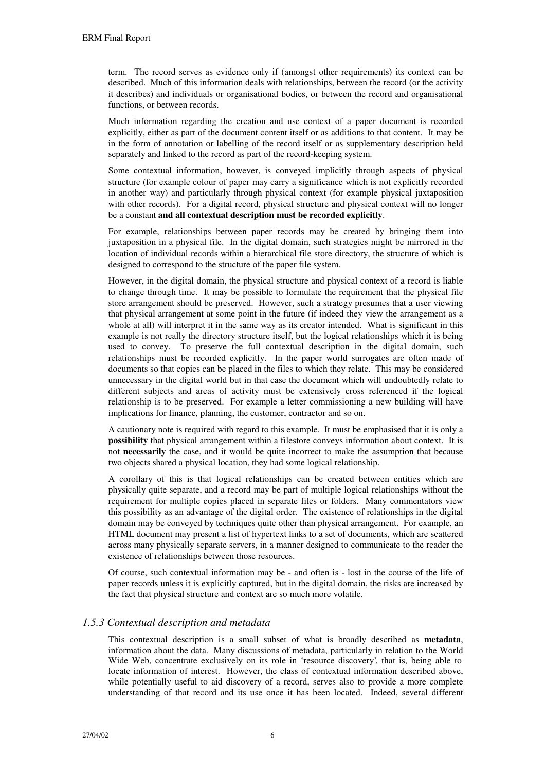term. The record serves as evidence only if (amongst other requirements) its context can be described. Much of this information deals with relationships, between the record (or the activity it describes) and individuals or organisational bodies, or between the record and organisational functions, or between records.

Much information regarding the creation and use context of a paper document is recorded explicitly, either as part of the document content itself or as additions to that content. It may be in the form of annotation or labelling of the record itself or as supplementary description held separately and linked to the record as part of the record-keeping system.

Some contextual information, however, is conveyed implicitly through aspects of physical structure (for example colour of paper may carry a significance which is not explicitly recorded in another way) and particularly through physical context (for example physical juxtaposition with other records). For a digital record, physical structure and physical context will no longer be a constant **and all contextual description must be recorded explicitly**.

For example, relationships between paper records may be created by bringing them into juxtaposition in a physical file. In the digital domain, such strategies might be mirrored in the location of individual records within a hierarchical file store directory, the structure of which is designed to correspond to the structure of the paper file system.

However, in the digital domain, the physical structure and physical context of a record is liable to change through time. It may be possible to formulate the requirement that the physical file store arrangement should be preserved. However, such a strategy presumes that a user viewing that physical arrangement at some point in the future (if indeed they view the arrangement as a whole at all) will interpret it in the same way as its creator intended. What is significant in this example is not really the directory structure itself, but the logical relationships which it is being used to convey. To preserve the full contextual description in the digital domain, such relationships must be recorded explicitly. In the paper world surrogates are often made of documents so that copies can be placed in the files to which they relate. This may be considered unnecessary in the digital world but in that case the document which will undoubtedly relate to different subjects and areas of activity must be extensively cross referenced if the logical relationship is to be preserved. For example a letter commissioning a new building will have implications for finance, planning, the customer, contractor and so on.

A cautionary note is required with regard to this example. It must be emphasised that it is only a **possibility** that physical arrangement within a filestore conveys information about context. It is not **necessarily** the case, and it would be quite incorrect to make the assumption that because two objects shared a physical location, they had some logical relationship.

A corollary of this is that logical relationships can be created between entities which are physically quite separate, and a record may be part of multiple logical relationships without the requirement for multiple copies placed in separate files or folders. Many commentators view this possibility as an advantage of the digital order. The existence of relationships in the digital domain may be conveyed by techniques quite other than physical arrangement. For example, an HTML document may present a list of hypertext links to a set of documents, which are scattered across many physically separate servers, in a manner designed to communicate to the reader the existence of relationships between those resources.

Of course, such contextual information may be - and often is - lost in the course of the life of paper records unless it is explicitly captured, but in the digital domain, the risks are increased by the fact that physical structure and context are so much more volatile.

### *1.5.3 Contextual description and metadata*

This contextual description is a small subset of what is broadly described as **metadata**, information about the data. Many discussions of metadata, particularly in relation to the World Wide Web, concentrate exclusively on its role in 'resource discovery', that is, being able to locate information of interest. However, the class of contextual information described above, while potentially useful to aid discovery of a record, serves also to provide a more complete understanding of that record and its use once it has been located. Indeed, several different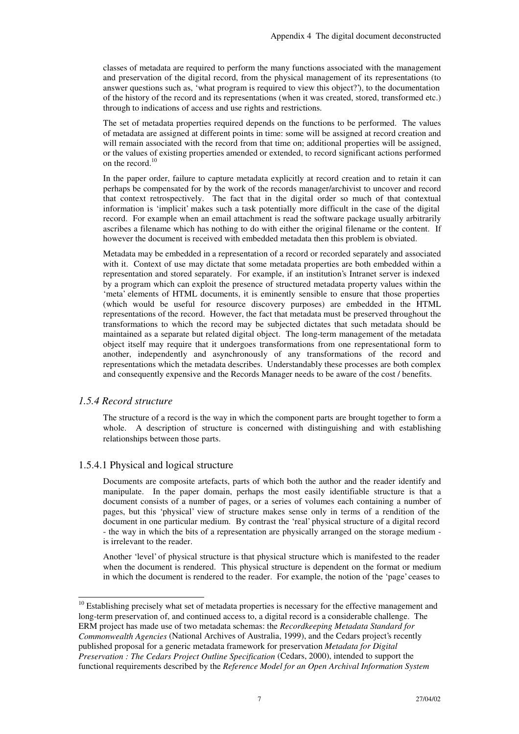classes of metadata are required to perform the many functions associated with the management and preservation of the digital record, from the physical management of its representations (to answer questions such as, 'what program is required to view this object?'), to the documentation of the history of the record and its representations (when it was created, stored, transformed etc.) through to indications of access and use rights and restrictions.

The set of metadata properties required depends on the functions to be performed. The values of metadata are assigned at different points in time: some will be assigned at record creation and will remain associated with the record from that time on; additional properties will be assigned, or the values of existing properties amended or extended, to record significant actions performed on the record.[10]

In the paper order, failure to capture metadata explicitly at record creation and to retain it can perhaps be compensated for by the work of the records manager/archivist to uncover and record that context retrospectively. The fact that in the digital order so much of that contextual information is 'implicit' makes such a task potentially more difficult in the case of the digital record. For example when an email attachment is read the software package usually arbitrarily ascribes a filename which has nothing to do with either the original filename or the content. If however the document is received with embedded metadata then this problem is obviated.

Metadata may be embedded in a representation of a record or recorded separately and associated with it. Context of use may dictate that some metadata properties are both embedded within a representation and stored separately. For example, if an institution's Intranet server is indexed by a program which can exploit the presence of structured metadata property values within the 'meta' elements of HTML documents, it is eminently sensible to ensure that those properties (which would be useful for resource discovery purposes) are embedded in the HTML representations of the record. However, the fact that metadata must be preserved throughout the transformations to which the record may be subjected dictates that such metadata should be maintained as a separate but related digital object. The long-term management of the metadata object itself may require that it undergoes transformations from one representational form to another, independently and asynchronously of any transformations of the record and representations which the metadata describes. Understandably these processes are both complex and consequently expensive and the Records Manager needs to be aware of the cost / benefits.

### *1.5.4 Record structure*

The structure of a record is the way in which the component parts are brought together to form a whole. A description of structure is concerned with distinguishing and with establishing relationships between those parts.

#### 1.5.4.1 Physical and logical structure

Documents are composite artefacts, parts of which both the author and the reader identify and manipulate. In the paper domain, perhaps the most easily identifiable structure is that a document consists of a number of pages, or a series of volumes each containing a number of pages, but this 'physical' view of structure makes sense only in terms of a rendition of the document in one particular medium. By contrast the 'real' physical structure of a digital record - the way in which the bits of a representation are physically arranged on the storage medium - is irrelevant to the reader.

Another 'level' of physical structure is that physical structure which is manifested to the reader when the document is rendered. This physical structure is dependent on the format or medium in which the document is rendered to the reader. For example, the notion of the 'page' ceases to

---

[10] Establishing precisely what set of metadata properties is necessary for the effective management and long-term preservation of, and continued access to, a digital record is a considerable challenge. The ERM project has made use of two metadata schemas: the *Recordkeeping Metadata Standard for Commonwealth Agencies* (National Archives of Australia, 1999), and the Cedars project's recently published proposal for a generic metadata framework for preservation *Metadata for Digital Preservation : The Cedars Project Outline Specification* (Cedars, 2000), intended to support the functional requirements described by the *Reference Model for an Open Archival Information System*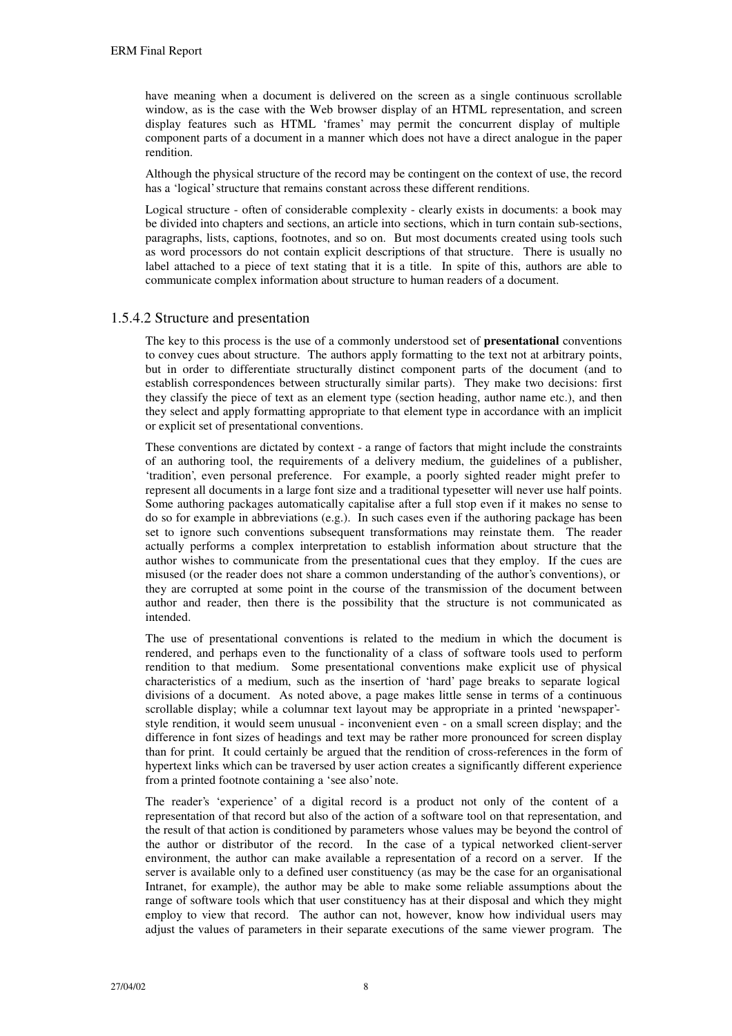have meaning when a document is delivered on the screen as a single continuous scrollable window, as is the case with the Web browser display of an HTML representation, and screen display features such as HTML 'frames' may permit the concurrent display of multiple component parts of a document in a manner which does not have a direct analogue in the paper rendition.

Although the physical structure of the record may be contingent on the context of use, the record has a 'logical' structure that remains constant across these different renditions.

Logical structure - often of considerable complexity - clearly exists in documents: a book may be divided into chapters and sections, an article into sections, which in turn contain sub-sections, paragraphs, lists, captions, footnotes, and so on. But most documents created using tools such as word processors do not contain explicit descriptions of that structure. There is usually no label attached to a piece of text stating that it is a title. In spite of this, authors are able to communicate complex information about structure to human readers of a document.

### 1.5.4.2 Structure and presentation

The key to this process is the use of a commonly understood set of **presentational** conventions to convey cues about structure. The authors apply formatting to the text not at arbitrary points, but in order to differentiate structurally distinct component parts of the document (and to establish correspondences between structurally similar parts). They make two decisions: first they classify the piece of text as an element type (section heading, author name etc.), and then they select and apply formatting appropriate to that element type in accordance with an implicit or explicit set of presentational conventions.

These conventions are dictated by context - a range of factors that might include the constraints of an authoring tool, the requirements of a delivery medium, the guidelines of a publisher, 'tradition', even personal preference. For example, a poorly sighted reader might prefer to represent all documents in a large font size and a traditional typesetter will never use half points. Some authoring packages automatically capitalise after a full stop even if it makes no sense to do so for example in abbreviations (e.g.). In such cases even if the authoring package has been set to ignore such conventions subsequent transformations may reinstate them. The reader actually performs a complex interpretation to establish information about structure that the author wishes to communicate from the presentational cues that they employ. If the cues are misused (or the reader does not share a common understanding of the author's conventions), or they are corrupted at some point in the course of the transmission of the document between author and reader, then there is the possibility that the structure is not communicated as intended.

The use of presentational conventions is related to the medium in which the document is rendered, and perhaps even to the functionality of a class of software tools used to perform rendition to that medium. Some presentational conventions make explicit use of physical characteristics of a medium, such as the insertion of 'hard' page breaks to separate logical divisions of a document. As noted above, a page makes little sense in terms of a continuous scrollable display; while a columnar text layout may be appropriate in a printed 'newspaper'-style rendition, it would seem unusual - inconvenient even - on a small screen display; and the difference in font sizes of headings and text may be rather more pronounced for screen display than for print. It could certainly be argued that the rendition of cross-references in the form of hypertext links which can be traversed by user action creates a significantly different experience from a printed footnote containing a 'see also' note.

The reader's 'experience' of a digital record is a product not only of the content of a representation of that record but also of the action of a software tool on that representation, and the result of that action is conditioned by parameters whose values may be beyond the control of the author or distributor of the record. In the case of a typical networked client-server environment, the author can make available a representation of a record on a server. If the server is available only to a defined user constituency (as may be the case for an organisational Intranet, for example), the author may be able to make some reliable assumptions about the range of software tools which that user constituency has at their disposal and which they might employ to view that record. The author can not, however, know how individual users may adjust the values of parameters in their separate executions of the same viewer program. The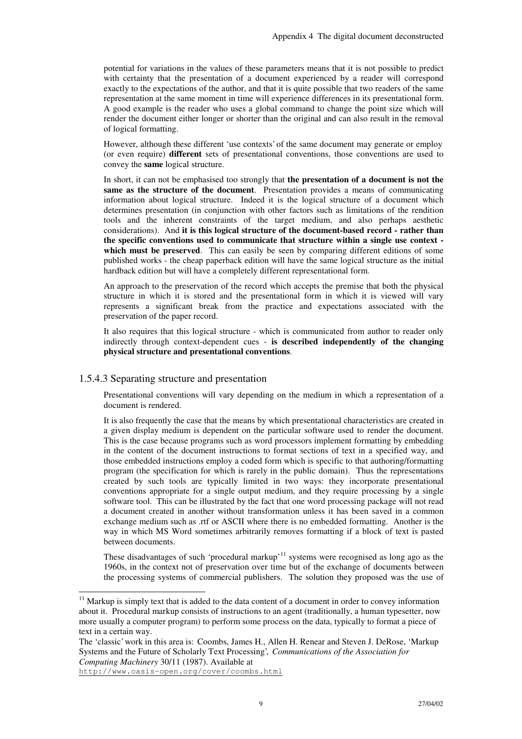potential for variations in the values of these parameters means that it is not possible to predict with certainty that the presentation of a document experienced by a reader will correspond exactly to the expectations of the author, and that it is quite possible that two readers of the same representation at the same moment in time will experience differences in its presentational form. A good example is the reader who uses a global command to change the point size which will render the document either longer or shorter than the original and can also result in the removal of logical formatting.

However, although these different 'use contexts' of the same document may generate or employ (or even require) **different** sets of presentational conventions, those conventions are used to convey the **same** logical structure.

In short, it can not be emphasised too strongly that **the presentation of a document is not the same as the structure of the document**. Presentation provides a means of communicating information about logical structure. Indeed it is the logical structure of a document which determines presentation (in conjunction with other factors such as limitations of the rendition tools and the inherent constraints of the target medium, and also perhaps aesthetic considerations). And **it is this logical structure of the document-based record - rather than the specific conventions used to communicate that structure within a single use context - which must be preserved**. This can easily be seen by comparing different editions of some published works - the cheap paperback edition will have the same logical structure as the initial hardback edition but will have a completely different representational form.

An approach to the preservation of the record which accepts the premise that both the physical structure in which it is stored and the presentational form in which it is viewed will vary represents a significant break from the practice and expectations associated with the preservation of the paper record.

It also requires that this logical structure - which is communicated from author to reader only indirectly through context-dependent cues - **is described independently of the changing physical structure and presentational conventions**.

### 1.5.4.3 Separating structure and presentation

Presentational conventions will vary depending on the medium in which a representation of a document is rendered.

It is also frequently the case that the means by which presentational characteristics are created in a given display medium is dependent on the particular software used to render the document. This is the case because programs such as word processors implement formatting by embedding in the content of the document instructions to format sections of text in a specified way, and those embedded instructions employ a coded form which is specific to that authoring/formatting program (the specification for which is rarely in the public domain). Thus the representations created by such tools are typically limited in two ways: they incorporate presentational conventions appropriate for a single output medium, and they require processing by a single software tool. This can be illustrated by the fact that one word processing package will not read a document created in another without transformation unless it has been saved in a common exchange medium such as .rtf or ASCII where there is no embedded formatting. Another is the way in which MS Word sometimes arbitrarily removes formatting if a block of text is pasted between documents.

These disadvantages of such 'procedural markup'[11] systems were recognised as long ago as the 1960s, in the context not of preservation over time but of the exchange of documents between the processing systems of commercial publishers. The solution they proposed was the use of

---

[11] Markup is simply text that is added to the data content of a document in order to convey information about it. Procedural markup consists of instructions to an agent (traditionally, a human typesetter, now more usually a computer program) to perform some process on the data, typically to format a piece of text in a certain way.

The 'classic' work in this area is: Coombs, James H., Allen H. Renear and Steven J. DeRose, 'Markup Systems and the Future of Scholarly Text Processing', *Communications of the Association for Computing Machinery* 30/11 (1987). Available at http://www.oasis-open.org/cover/coombs.html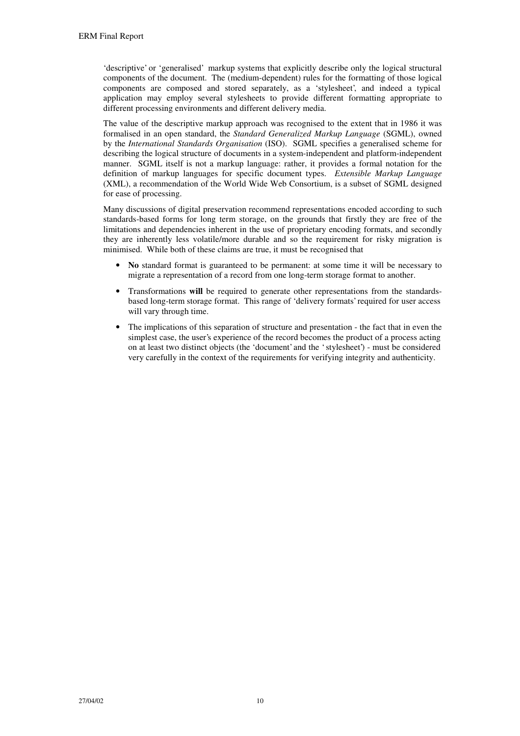'descriptive' or 'generalised' markup systems that explicitly describe only the logical structural components of the document. The (medium-dependent) rules for the formatting of those logical components are composed and stored separately, as a 'stylesheet', and indeed a typical application may employ several stylesheets to provide different formatting appropriate to different processing environments and different delivery media.

The value of the descriptive markup approach was recognised to the extent that in 1986 it was formalised in an open standard, the *Standard Generalized Markup Language* (SGML), owned by the *International Standards Organisation* (ISO). SGML specifies a generalised scheme for describing the logical structure of documents in a system-independent and platform-independent manner. SGML itself is not a markup language: rather, it provides a formal notation for the definition of markup languages for specific document types. *Extensible Markup Language* (XML), a recommendation of the World Wide Web Consortium, is a subset of SGML designed for ease of processing.

Many discussions of digital preservation recommend representations encoded according to such standards-based forms for long term storage, on the grounds that firstly they are free of the limitations and dependencies inherent in the use of proprietary encoding formats, and secondly they are inherently less volatile/more durable and so the requirement for risky migration is minimised. While both of these claims are true, it must be recognised that

- **No** standard format is guaranteed to be permanent: at some time it will be necessary to migrate a representation of a record from one long-term storage format to another.
- Transformations **will** be required to generate other representations from the standards-based long-term storage format. This range of 'delivery formats' required for user access will vary through time.
- The implications of this separation of structure and presentation - the fact that in even the simplest case, the user's experience of the record becomes the product of a process acting on at least two distinct objects (the 'document' and the 'stylesheet') - must be considered very carefully in the context of the requirements for verifying integrity and authenticity.